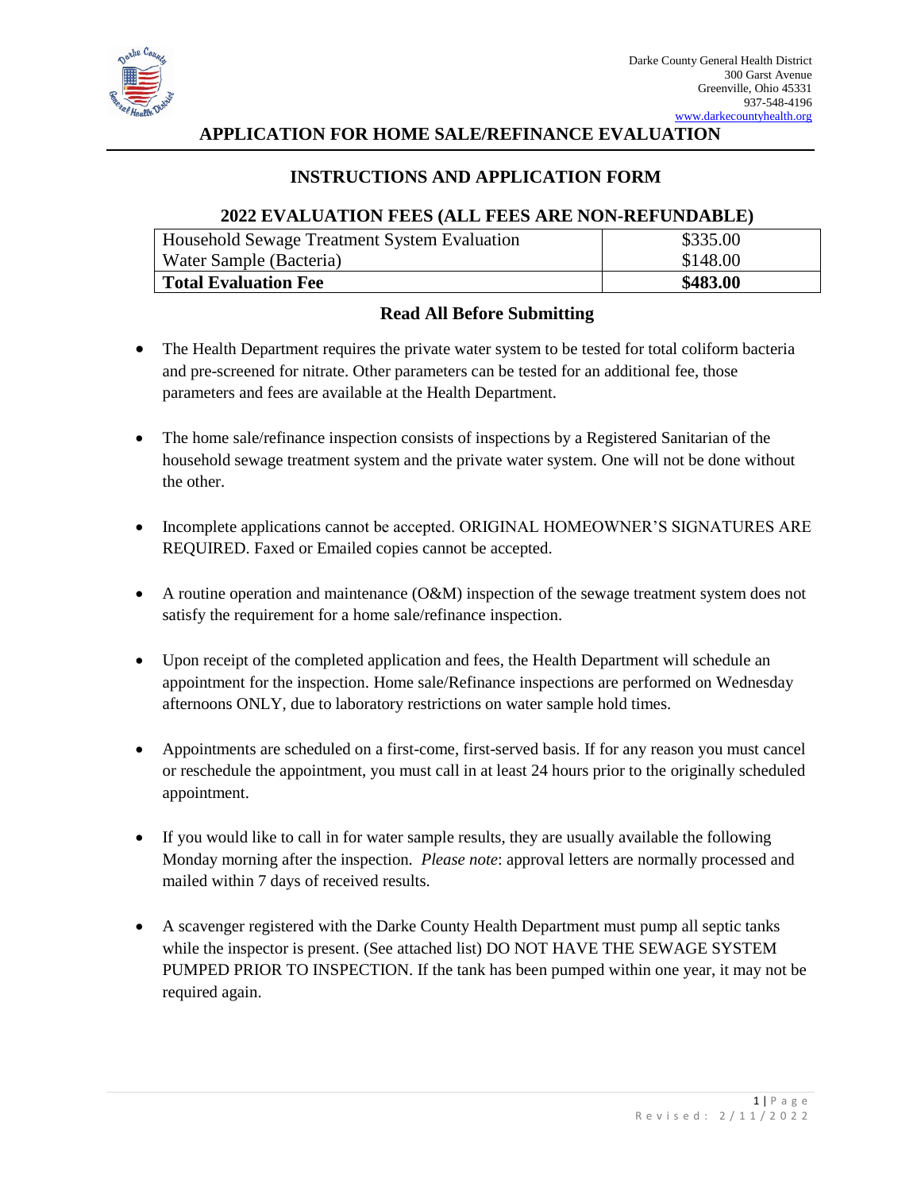Darke County General Health District
300 Garst Avenue
Greenville, Ohio 45331
937-548-4196
www.darkecountyhealth.org

# APPLICATION FOR HOME SALE/REFINANCE EVALUATION

## INSTRUCTIONS AND APPLICATION FORM

### 2022 EVALUATION FEES (ALL FEES ARE NON-REFUNDABLE)

| Item | Fee |
| --- | --- |
| Household Sewage Treatment System Evaluation | $335.00 |
| Water Sample (Bacteria) | $148.00 |
| **Total Evaluation Fee** | **$483.00** |

### Read All Before Submitting

- The Health Department requires the private water system to be tested for total coliform bacteria and pre-screened for nitrate. Other parameters can be tested for an additional fee, those parameters and fees are available at the Health Department.

- The home sale/refinance inspection consists of inspections by a Registered Sanitarian of the household sewage treatment system and the private water system. One will not be done without the other.

- Incomplete applications cannot be accepted. ORIGINAL HOMEOWNER'S SIGNATURES ARE REQUIRED. Faxed or Emailed copies cannot be accepted.

- A routine operation and maintenance (O&M) inspection of the sewage treatment system does not satisfy the requirement for a home sale/refinance inspection.

- Upon receipt of the completed application and fees, the Health Department will schedule an appointment for the inspection. Home sale/Refinance inspections are performed on Wednesday afternoons ONLY, due to laboratory restrictions on water sample hold times.

- Appointments are scheduled on a first-come, first-served basis. If for any reason you must cancel or reschedule the appointment, you must call in at least 24 hours prior to the originally scheduled appointment.

- If you would like to call in for water sample results, they are usually available the following Monday morning after the inspection. *Please note*: approval letters are normally processed and mailed within 7 days of received results.

- A scavenger registered with the Darke County Health Department must pump all septic tanks while the inspector is present. (See attached list) DO NOT HAVE THE SEWAGE SYSTEM PUMPED PRIOR TO INSPECTION. If the tank has been pumped within one year, it may not be required again.

Revised: 2/11/2022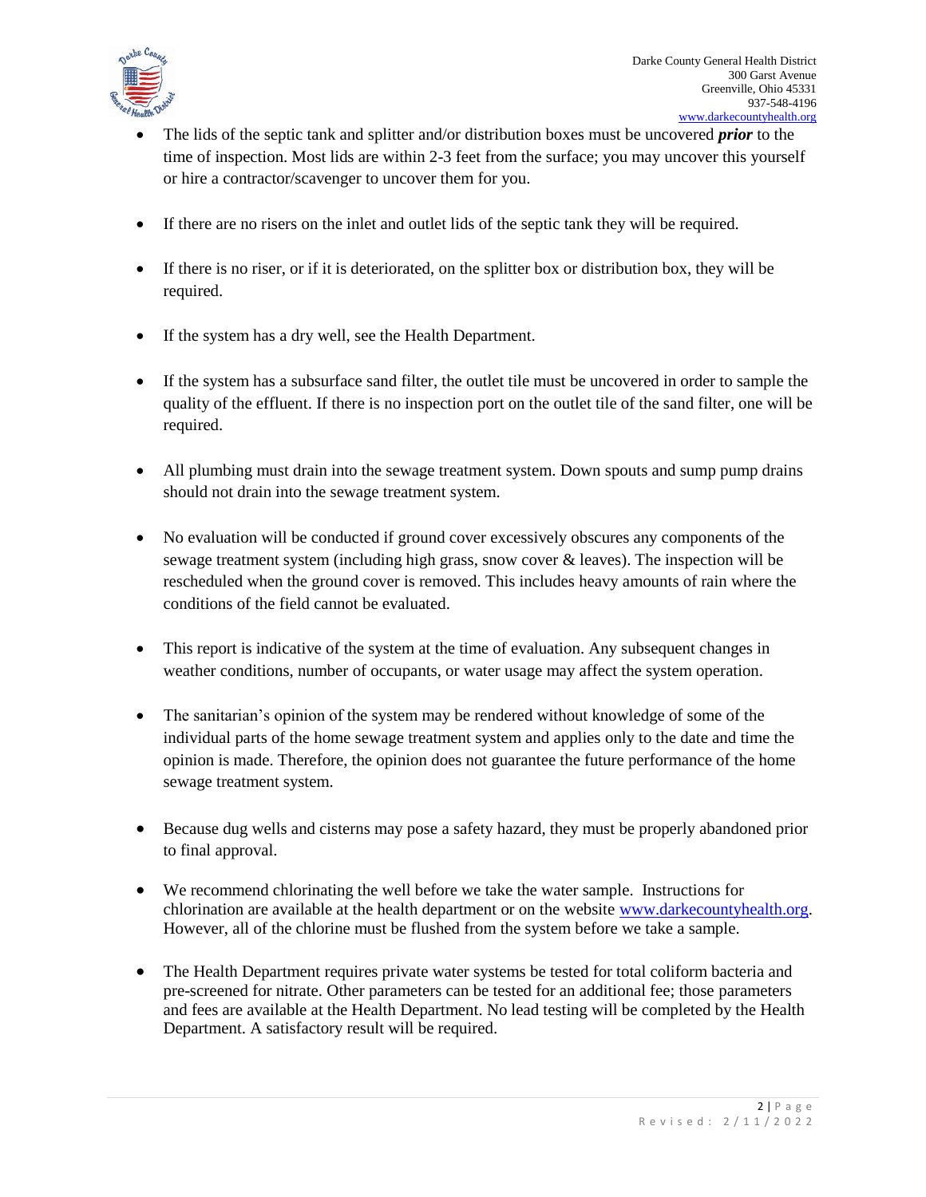- The lids of the septic tank and splitter and/or distribution boxes must be uncovered ***prior*** to the time of inspection. Most lids are within 2-3 feet from the surface; you may uncover this yourself or hire a contractor/scavenger to uncover them for you.

- If there are no risers on the inlet and outlet lids of the septic tank they will be required.

- If there is no riser, or if it is deteriorated, on the splitter box or distribution box, they will be required.

- If the system has a dry well, see the Health Department.

- If the system has a subsurface sand filter, the outlet tile must be uncovered in order to sample the quality of the effluent. If there is no inspection port on the outlet tile of the sand filter, one will be required.

- All plumbing must drain into the sewage treatment system. Down spouts and sump pump drains should not drain into the sewage treatment system.

- No evaluation will be conducted if ground cover excessively obscures any components of the sewage treatment system (including high grass, snow cover & leaves). The inspection will be rescheduled when the ground cover is removed. This includes heavy amounts of rain where the conditions of the field cannot be evaluated.

- This report is indicative of the system at the time of evaluation. Any subsequent changes in weather conditions, number of occupants, or water usage may affect the system operation.

- The sanitarian's opinion of the system may be rendered without knowledge of some of the individual parts of the home sewage treatment system and applies only to the date and time the opinion is made. Therefore, the opinion does not guarantee the future performance of the home sewage treatment system.

- Because dug wells and cisterns may pose a safety hazard, they must be properly abandoned prior to final approval.

- We recommend chlorinating the well before we take the water sample. Instructions for chlorination are available at the health department or on the website www.darkecountyhealth.org. However, all of the chlorine must be flushed from the system before we take a sample.

- The Health Department requires private water systems be tested for total coliform bacteria and pre-screened for nitrate. Other parameters can be tested for an additional fee; those parameters and fees are available at the Health Department. No lead testing will be completed by the Health Department. A satisfactory result will be required.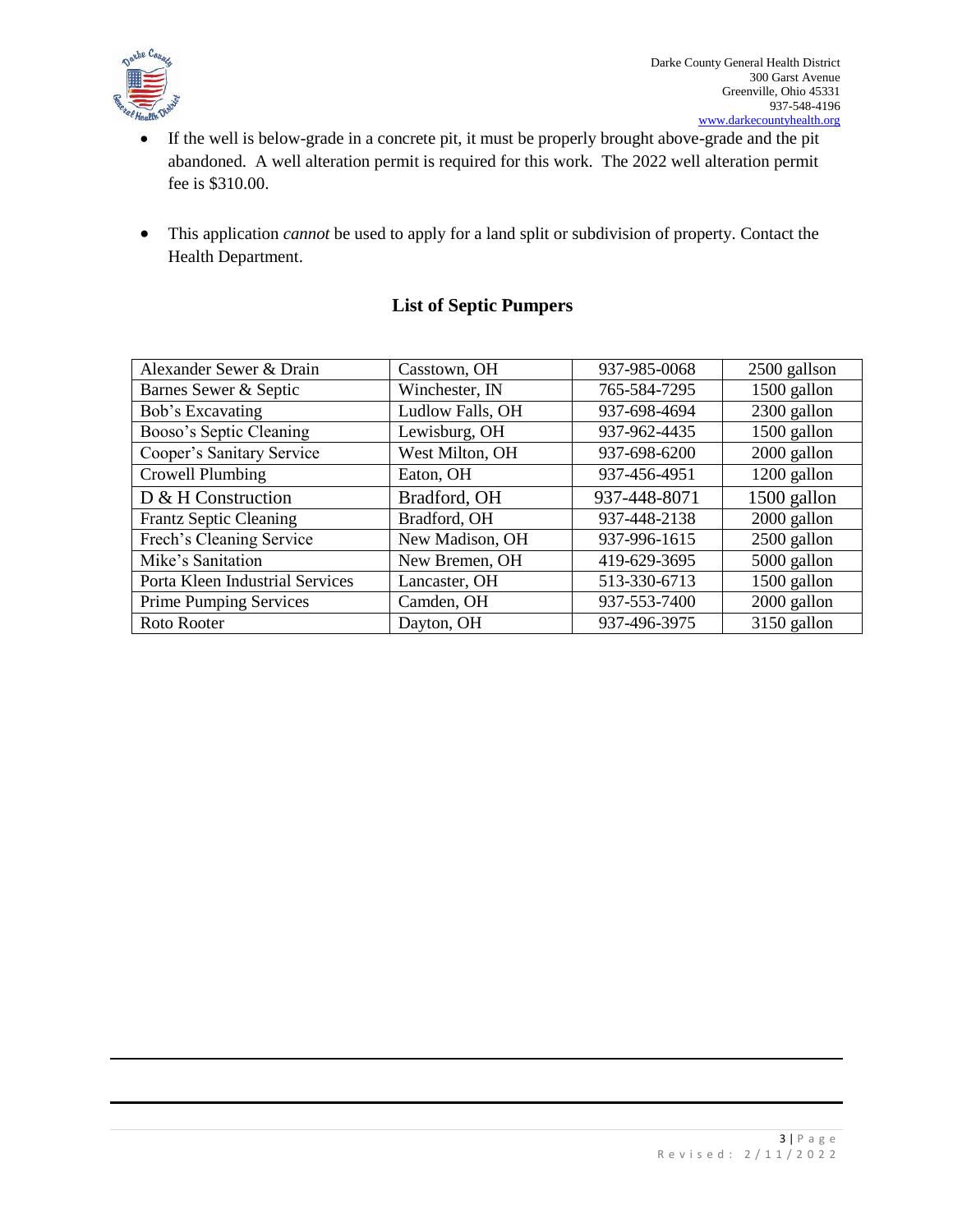- If the well is below-grade in a concrete pit, it must be properly brought above-grade and the pit abandoned. A well alteration permit is required for this work. The 2022 well alteration permit fee is $310.00.

- This application *cannot* be used to apply for a land split or subdivision of property. Contact the Health Department.

## List of Septic Pumpers

| | | | |
|---|---|---|---|
| Alexander Sewer & Drain | Casstown, OH | 937-985-0068 | 2500 gallson |
| Barnes Sewer & Septic | Winchester, IN | 765-584-7295 | 1500 gallon |
| Bob's Excavating | Ludlow Falls, OH | 937-698-4694 | 2300 gallon |
| Booso's Septic Cleaning | Lewisburg, OH | 937-962-4435 | 1500 gallon |
| Cooper's Sanitary Service | West Milton, OH | 937-698-6200 | 2000 gallon |
| Crowell Plumbing | Eaton, OH | 937-456-4951 | 1200 gallon |
| D & H Construction | Bradford, OH | 937-448-8071 | 1500 gallon |
| Frantz Septic Cleaning | Bradford, OH | 937-448-2138 | 2000 gallon |
| Frech's Cleaning Service | New Madison, OH | 937-996-1615 | 2500 gallon |
| Mike's Sanitation | New Bremen, OH | 419-629-3695 | 5000 gallon |
| Porta Kleen Industrial Services | Lancaster, OH | 513-330-6713 | 1500 gallon |
| Prime Pumping Services | Camden, OH | 937-553-7400 | 2000 gallon |
| Roto Rooter | Dayton, OH | 937-496-3975 | 3150 gallon |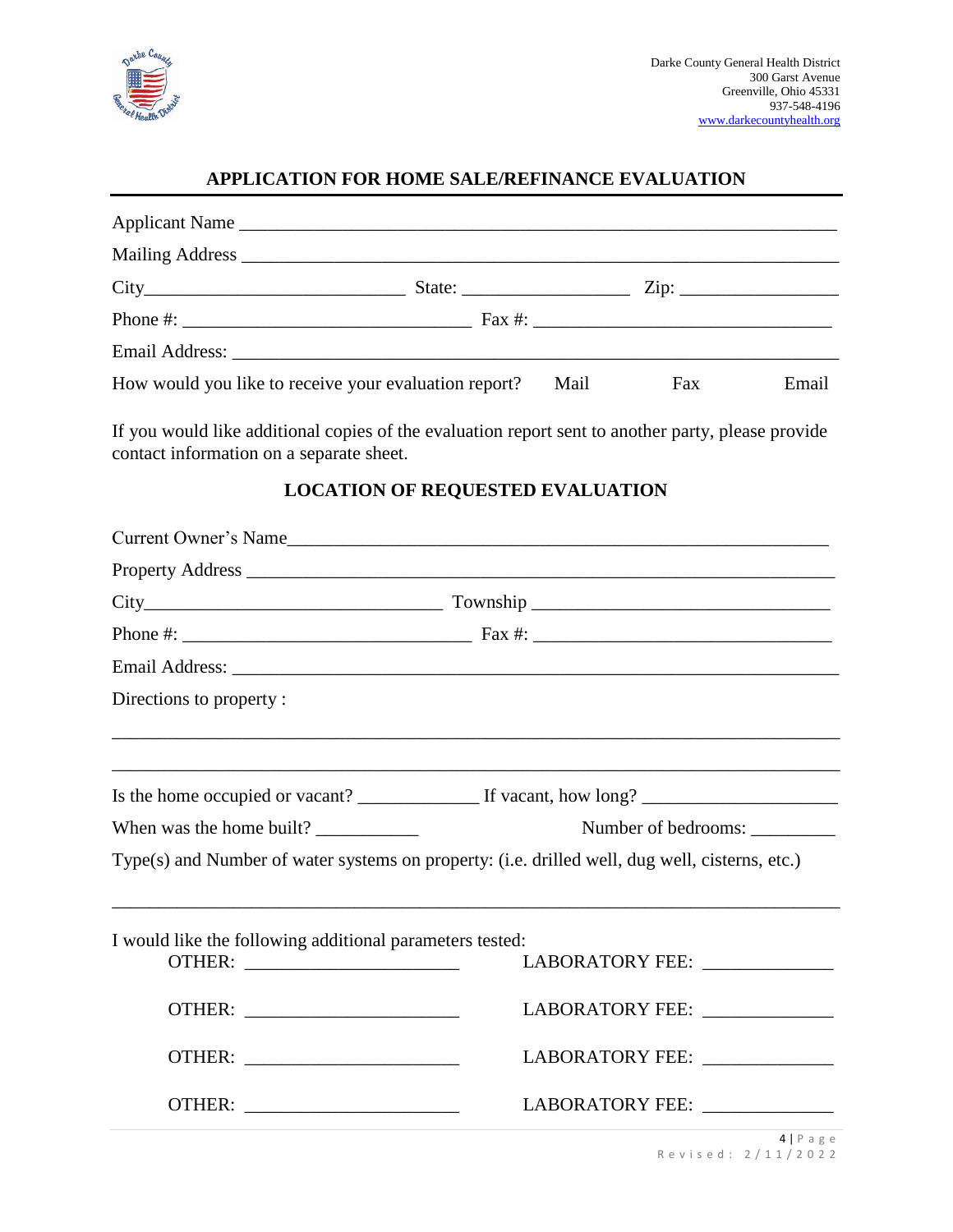Darke County General Health District
300 Garst Avenue
Greenville, Ohio 45331
937-548-4196
www.darkecountyhealth.org

## APPLICATION FOR HOME SALE/REFINANCE EVALUATION

Applicant Name ____________________________________________________________

Mailing Address ___________________________________________________________

City__________________________ State: _________________ Zip: ________________

Phone #: ______________________________ Fax #: ______________________________

Email Address: ____________________________________________________________

How would you like to receive your evaluation report? Mail Fax Email

If you would like additional copies of the evaluation report sent to another party, please provide contact information on a separate sheet.

## LOCATION OF REQUESTED EVALUATION

Current Owner's Name________________________________________________________

Property Address ___________________________________________________________

City_______________________________ Township ______________________________

Phone #: ______________________________ Fax #: ______________________________

Email Address: ____________________________________________________________

Directions to property :

___________________________________________________________________________

___________________________________________________________________________

Is the home occupied or vacant? ____________ If vacant, how long? ___________________

When was the home built? __________ Number of bedrooms: ________

Type(s) and Number of water systems on property: (i.e. drilled well, dug well, cisterns, etc.)

___________________________________________________________________________

I would like the following additional parameters tested:

OTHER: ______________________ LABORATORY FEE: _____________

OTHER: ______________________ LABORATORY FEE: _____________

OTHER: ______________________ LABORATORY FEE: _____________

OTHER: ______________________ LABORATORY FEE: _____________

Revised: 2/11/2022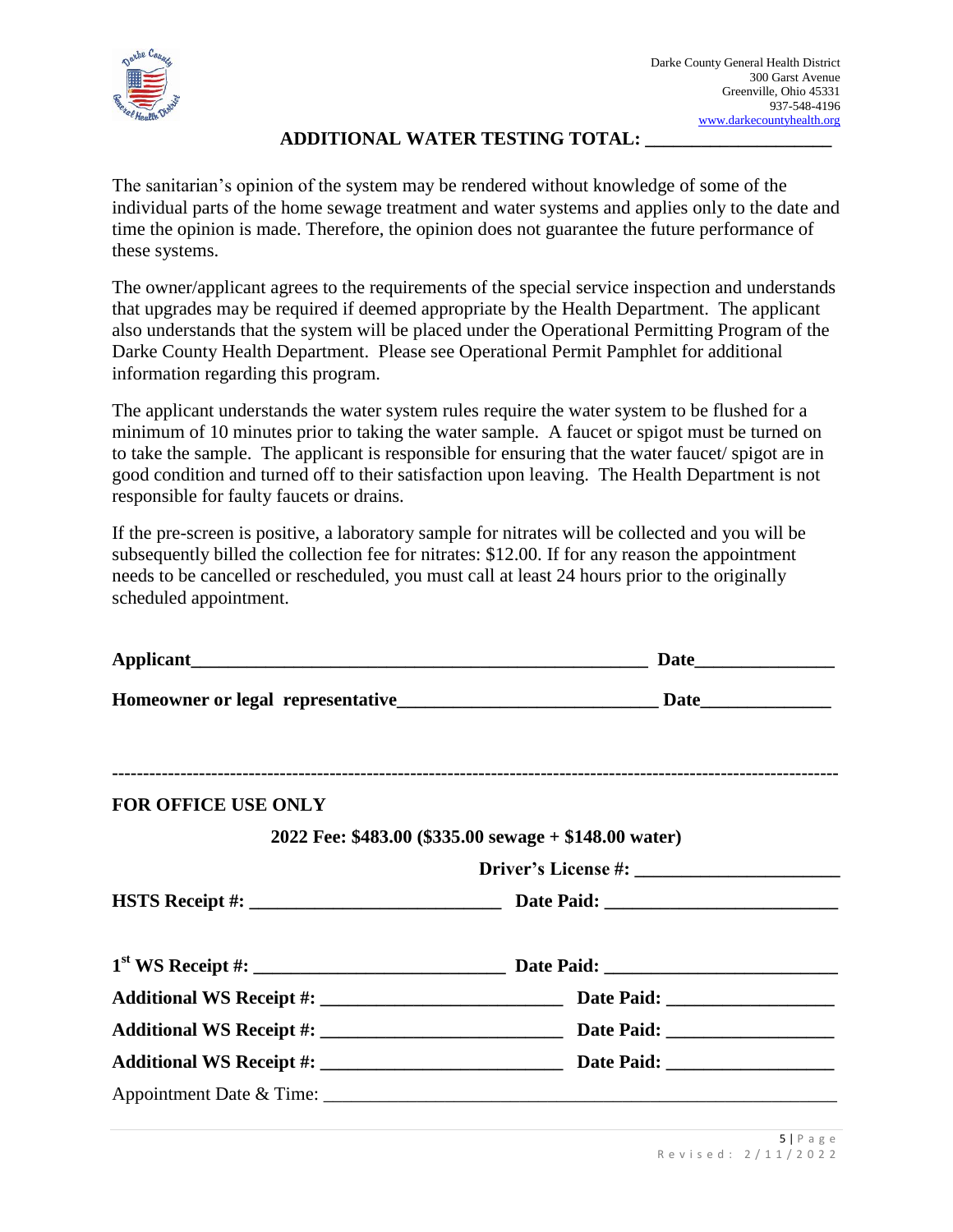Darke County General Health District
300 Garst Avenue
Greenville, Ohio 45331
937-548-4196
www.darkecountyhealth.org

**ADDITIONAL WATER TESTING TOTAL: ___________________**

The sanitarian's opinion of the system may be rendered without knowledge of some of the individual parts of the home sewage treatment and water systems and applies only to the date and time the opinion is made. Therefore, the opinion does not guarantee the future performance of these systems.

The owner/applicant agrees to the requirements of the special service inspection and understands that upgrades may be required if deemed appropriate by the Health Department. The applicant also understands that the system will be placed under the Operational Permitting Program of the Darke County Health Department. Please see Operational Permit Pamphlet for additional information regarding this program.

The applicant understands the water system rules require the water system to be flushed for a minimum of 10 minutes prior to taking the water sample. A faucet or spigot must be turned on to take the sample. The applicant is responsible for ensuring that the water faucet/ spigot are in good condition and turned off to their satisfaction upon leaving. The Health Department is not responsible for faulty faucets or drains.

If the pre-screen is positive, a laboratory sample for nitrates will be collected and you will be subsequently billed the collection fee for nitrates: $12.00. If for any reason the appointment needs to be cancelled or rescheduled, you must call at least 24 hours prior to the originally scheduled appointment.

**Applicant__________________________________________________ Date_______________**

**Homeowner or legal representative____________________________ Date______________**

---

**FOR OFFICE USE ONLY**

**2022 Fee: $483.00 ($335.00 sewage + $148.00 water)**

**Driver's License #: ______________________**

**HSTS Receipt #: __________________________ Date Paid: ________________________**

**1st WS Receipt #: __________________________ Date Paid: ________________________**

**Additional WS Receipt #: _________________________ Date Paid: _________________**

**Additional WS Receipt #: _________________________ Date Paid: _________________**

**Additional WS Receipt #: _________________________ Date Paid: _________________**

Appointment Date & Time: ______________________________________________________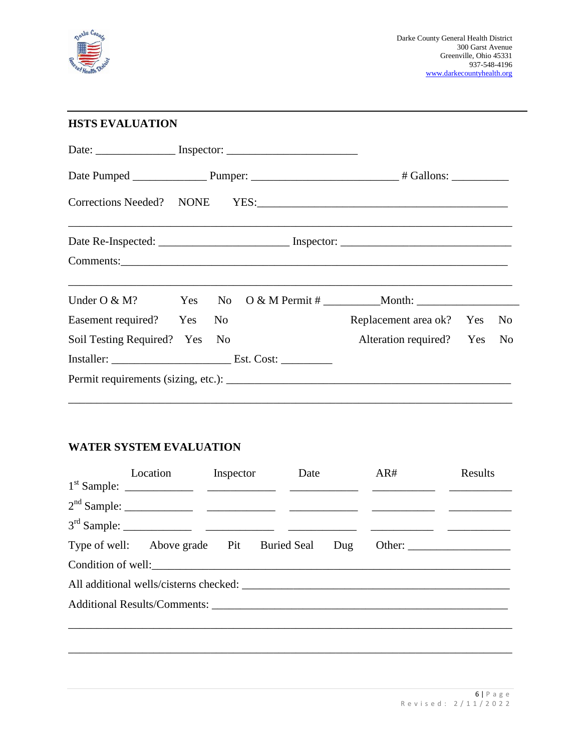Darke County General Health District
300 Garst Avenue
Greenville, Ohio 45331
937-548-4196
www.darkecountyhealth.org

## HSTS EVALUATION

Date: ______________ Inspector: ______________________

Date Pumped ____________ Pumper: ________________________ # Gallons: __________

Corrections Needed? NONE YES:__________________________________________

_____________________________________________________________________________

Date Re-Inspected: _______________________ Inspector: ______________________________

Comments:______________________________________________________________________

_____________________________________________________________________________

Under O & M? Yes No O & M Permit # _________Month: _________________

Easement required? Yes No Replacement area ok? Yes No

Soil Testing Required? Yes No Alteration required? Yes No

Installer: ____________________ Est. Cost: _________

Permit requirements (sizing, etc.): ______________________________________________

_____________________________________________________________________________

## WATER SYSTEM EVALUATION

| | Location | Inspector | Date | AR# | Results |
|---|---|---|---|---|---|
| 1st Sample: | ___________ | ___________ | ___________ | ___________ | ___________ |
| 2nd Sample: | ___________ | ___________ | ___________ | ___________ | ___________ |
| 3rd Sample: | ___________ | ___________ | ___________ | ___________ | ___________ |

Type of well: Above grade Pit Buried Seal Dug Other: _________________

Condition of well:______________________________________________________________

All additional wells/cisterns checked: _____________________________________________

Additional Results/Comments: ___________________________________________________

_____________________________________________________________________________

_____________________________________________________________________________